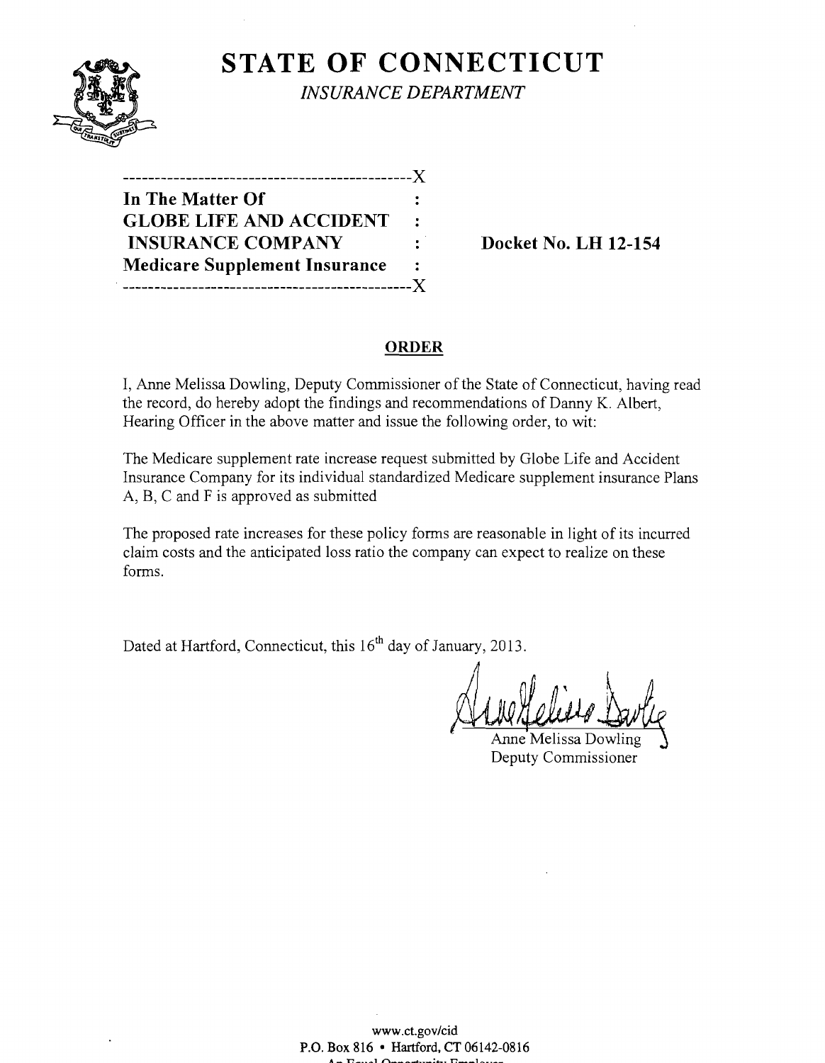# STATE OF CONNECTICUT

*INSURANCE DEPARTMENT*

---------------------------------------------X

**In The Matter Of** :
**GLOBE LIFE AND ACCIDENT** :
**INSURANCE COMPANY** : **Docket No. LH 12-154**
**Medicare Supplement Insurance** :

---------------------------------------------X

## ORDER

I, Anne Melissa Dowling, Deputy Commissioner of the State of Connecticut, having read the record, do hereby adopt the findings and recommendations of Danny K. Albert, Hearing Officer in the above matter and issue the following order, to wit:

The Medicare supplement rate increase request submitted by Globe Life and Accident Insurance Company for its individual standardized Medicare supplement insurance Plans A, B, C and F is approved as submitted

The proposed rate increases for these policy forms are reasonable in light of its incurred claim costs and the anticipated loss ratio the company can expect to realize on these forms.

Dated at Hartford, Connecticut, this 16th day of January, 2013.

Anne Melissa Dowling
Deputy Commissioner

www.ct.gov/cid
P.O. Box 816 • Hartford, CT 06142-0816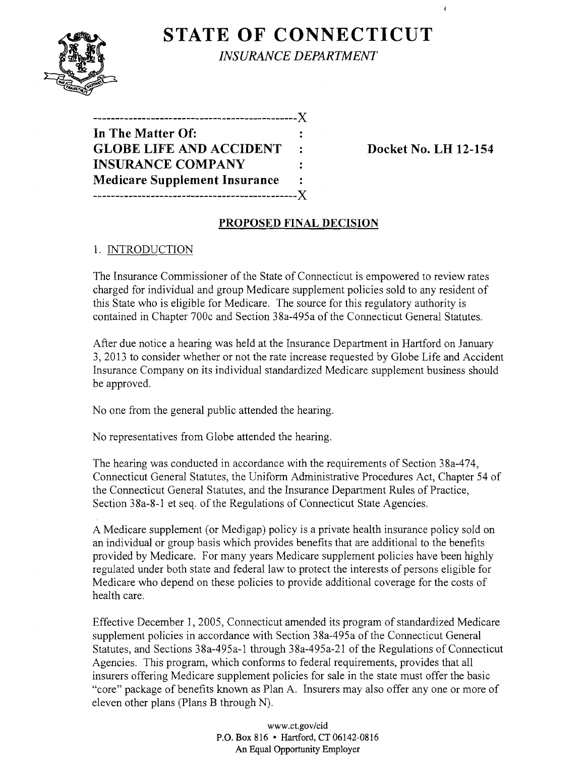# STATE OF CONNECTICUT

*INSURANCE DEPARTMENT*

```
----------------------------------------------X
In The Matter Of:                             :
GLOBE LIFE AND ACCIDENT                       :        Docket No. LH 12-154
INSURANCE COMPANY                             :
Medicare Supplement Insurance                 :
----------------------------------------------X
```

**PROPOSED FINAL DECISION**

1. INTRODUCTION

The Insurance Commissioner of the State of Connecticut is empowered to review rates charged for individual and group Medicare supplement policies sold to any resident of this State who is eligible for Medicare. The source for this regulatory authority is contained in Chapter 700c and Section 38a-495a of the Connecticut General Statutes.

After due notice a hearing was held at the Insurance Department in Hartford on January 3, 2013 to consider whether or not the rate increase requested by Globe Life and Accident Insurance Company on its individual standardized Medicare supplement business should be approved.

No one from the general public attended the hearing.

No representatives from Globe attended the hearing.

The hearing was conducted in accordance with the requirements of Section 38a-474, Connecticut General Statutes, the Uniform Administrative Procedures Act, Chapter 54 of the Connecticut General Statutes, and the Insurance Department Rules of Practice, Section 38a-8-1 et seq. of the Regulations of Connecticut State Agencies.

A Medicare supplement (or Medigap) policy is a private health insurance policy sold on an individual or group basis which provides benefits that are additional to the benefits provided by Medicare. For many years Medicare supplement policies have been highly regulated under both state and federal law to protect the interests of persons eligible for Medicare who depend on these policies to provide additional coverage for the costs of health care.

Effective December 1, 2005, Connecticut amended its program of standardized Medicare supplement policies in accordance with Section 38a-495a of the Connecticut General Statutes, and Sections 38a-495a-1 through 38a-495a-21 of the Regulations of Connecticut Agencies. This program, which conforms to federal requirements, provides that all insurers offering Medicare supplement policies for sale in the state must offer the basic "core" package of benefits known as Plan A. Insurers may also offer any one or more of eleven other plans (Plans B through N).

www.ct.gov/cid
P.O. Box 816 • Hartford, CT 06142-0816
An Equal Opportunity Employer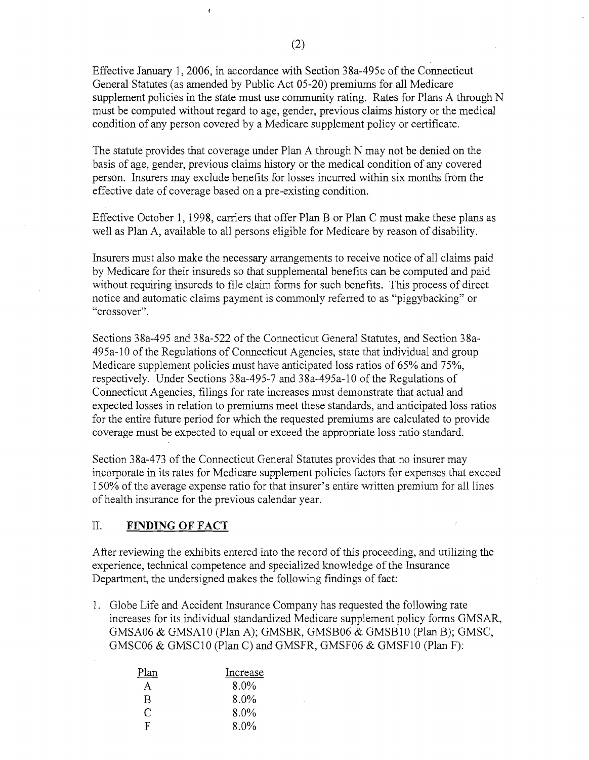Effective January 1, 2006, in accordance with Section 38a-495c of the Connecticut General Statutes (as amended by Public Act 05-20) premiums for all Medicare supplement policies in the state must use community rating. Rates for Plans A through N must be computed without regard to age, gender, previous claims history or the medical condition of any person covered by a Medicare supplement policy or certificate.

The statute provides that coverage under Plan A through N may not be denied on the basis of age, gender, previous claims history or the medical condition of any covered person. Insurers may exclude benefits for losses incurred within six months from the effective date of coverage based on a pre-existing condition.

Effective October 1, 1998, carriers that offer Plan B or Plan C must make these plans as well as Plan A, available to all persons eligible for Medicare by reason of disability.

Insurers must also make the necessary arrangements to receive notice of all claims paid by Medicare for their insureds so that supplemental benefits can be computed and paid without requiring insureds to file claim forms for such benefits. This process of direct notice and automatic claims payment is commonly referred to as "piggybacking" or "crossover".

Sections 38a-495 and 38a-522 of the Connecticut General Statutes, and Section 38a-495a-10 of the Regulations of Connecticut Agencies, state that individual and group Medicare supplement policies must have anticipated loss ratios of 65% and 75%, respectively. Under Sections 38a-495-7 and 38a-495a-10 of the Regulations of Connecticut Agencies, filings for rate increases must demonstrate that actual and expected losses in relation to premiums meet these standards, and anticipated loss ratios for the entire future period for which the requested premiums are calculated to provide coverage must be expected to equal or exceed the appropriate loss ratio standard.

Section 38a-473 of the Connecticut General Statutes provides that no insurer may incorporate in its rates for Medicare supplement policies factors for expenses that exceed 150% of the average expense ratio for that insurer's entire written premium for all lines of health insurance for the previous calendar year.

## II. FINDING OF FACT

After reviewing the exhibits entered into the record of this proceeding, and utilizing the experience, technical competence and specialized knowledge of the Insurance Department, the undersigned makes the following findings of fact:

1. Globe Life and Accident Insurance Company has requested the following rate increases for its individual standardized Medicare supplement policy forms GMSAR, GMSA06 & GMSA10 (Plan A); GMSBR, GMSB06 & GMSB10 (Plan B); GMSC, GMSC06 & GMSC10 (Plan C) and GMSFR, GMSF06 & GMSF10 (Plan F):

| Plan | Increase |
|---|---|
| A | 8.0% |
| B | 8.0% |
| C | 8.0% |
| F | 8.0% |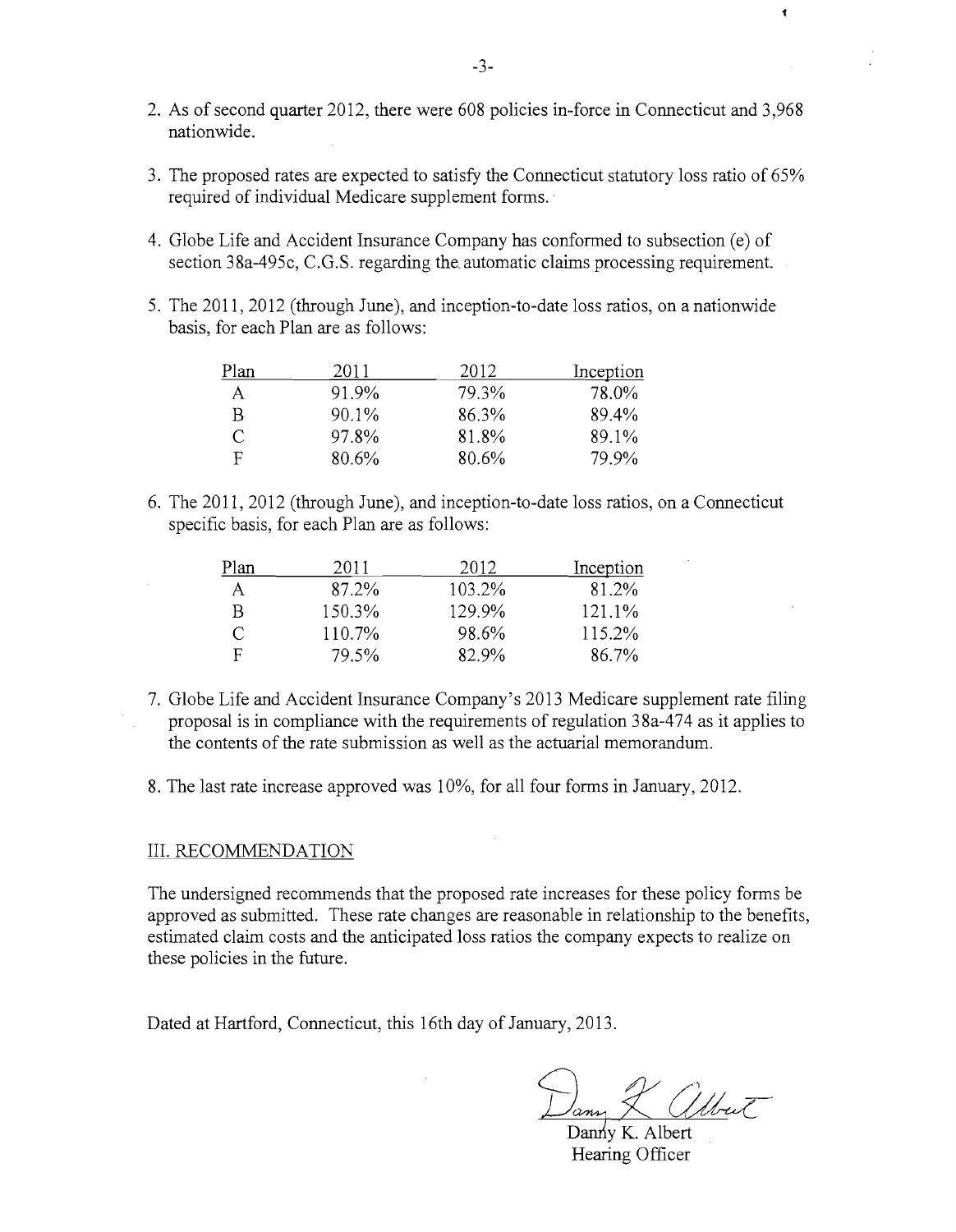2. As of second quarter 2012, there were 608 policies in-force in Connecticut and 3,968 nationwide.

3. The proposed rates are expected to satisfy the Connecticut statutory loss ratio of 65% required of individual Medicare supplement forms.

4. Globe Life and Accident Insurance Company has conformed to subsection (e) of section 38a-495c, C.G.S. regarding the automatic claims processing requirement.

5. The 2011, 2012 (through June), and inception-to-date loss ratios, on a nationwide basis, for each Plan are as follows:

| Plan | 2011 | 2012 | Inception |
|---|---|---|---|
| A | 91.9% | 79.3% | 78.0% |
| B | 90.1% | 86.3% | 89.4% |
| C | 97.8% | 81.8% | 89.1% |
| F | 80.6% | 80.6% | 79.9% |

6. The 2011, 2012 (through June), and inception-to-date loss ratios, on a Connecticut specific basis, for each Plan are as follows:

| Plan | 2011 | 2012 | Inception |
|---|---|---|---|
| A | 87.2% | 103.2% | 81.2% |
| B | 150.3% | 129.9% | 121.1% |
| C | 110.7% | 98.6% | 115.2% |
| F | 79.5% | 82.9% | 86.7% |

7. Globe Life and Accident Insurance Company's 2013 Medicare supplement rate filing proposal is in compliance with the requirements of regulation 38a-474 as it applies to the contents of the rate submission as well as the actuarial memorandum.

8. The last rate increase approved was 10%, for all four forms in January, 2012.

## III. RECOMMENDATION

The undersigned recommends that the proposed rate increases for these policy forms be approved as submitted. These rate changes are reasonable in relationship to the benefits, estimated claim costs and the anticipated loss ratios the company expects to realize on these policies in the future.

Dated at Hartford, Connecticut, this 16th day of January, 2013.

Danny K. Albert
Hearing Officer